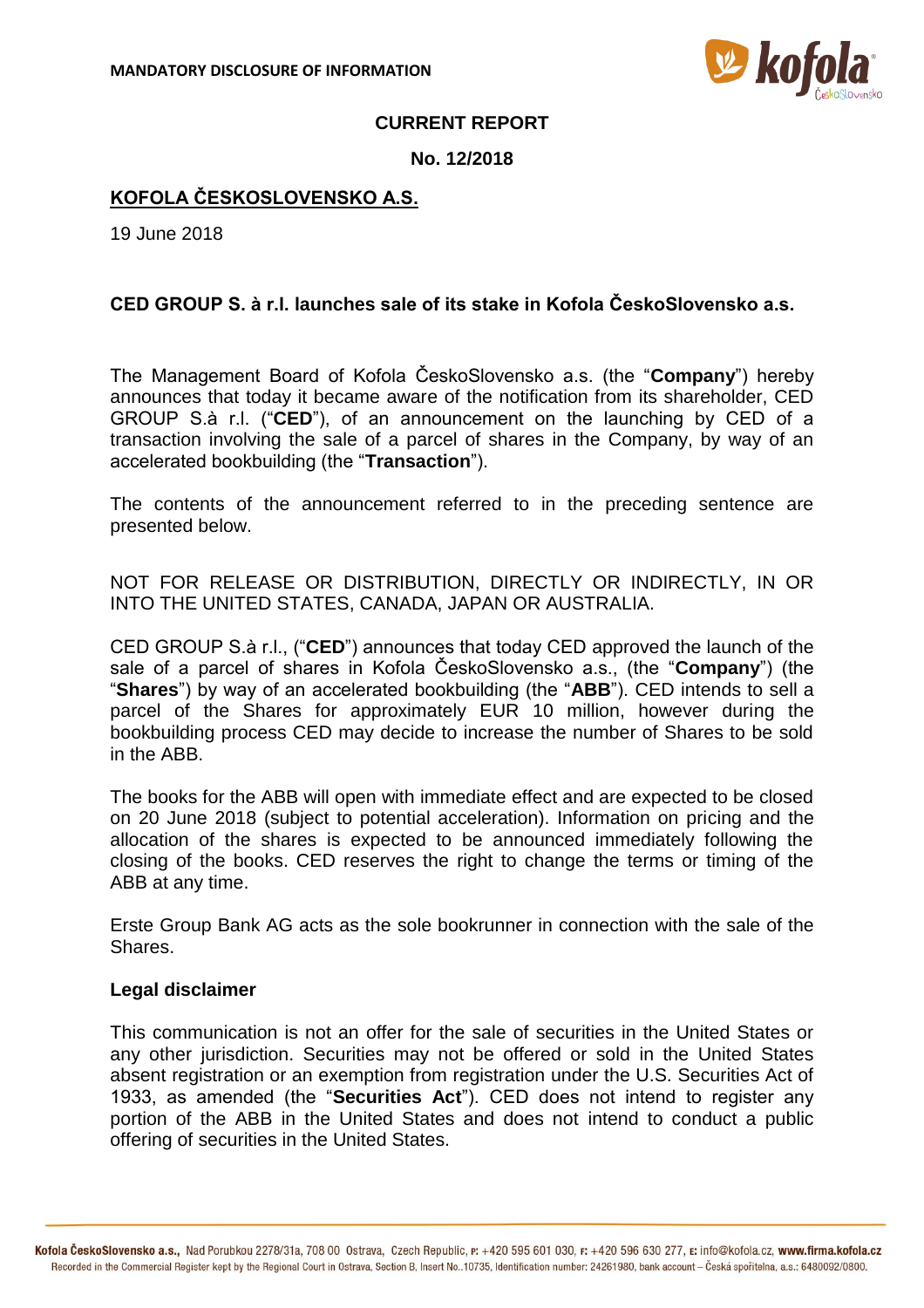**MANDATORY DISCLOSURE OF INFORMATION**

**CURRENT REPORT**

**No. 12/2018**

## KOFOLA ČESKOSLOVENSKO A.S.

19 June 2018

### CED GROUP S. à r.l. launches sale of its stake in Kofola ČeskoSlovensko a.s.

The Management Board of Kofola ČeskoSlovensko a.s. (the "**Company**") hereby announces that today it became aware of the notification from its shareholder, CED GROUP S.à r.l. ("**CED**"), of an announcement on the launching by CED of a transaction involving the sale of a parcel of shares in the Company, by way of an accelerated bookbuilding (the "**Transaction**").

The contents of the announcement referred to in the preceding sentence are presented below.

NOT FOR RELEASE OR DISTRIBUTION, DIRECTLY OR INDIRECTLY, IN OR INTO THE UNITED STATES, CANADA, JAPAN OR AUSTRALIA.

CED GROUP S.à r.l., ("**CED**") announces that today CED approved the launch of the sale of a parcel of shares in Kofola ČeskoSlovensko a.s., (the "**Company**") (the "**Shares**") by way of an accelerated bookbuilding (the "**ABB**"). CED intends to sell a parcel of the Shares for approximately EUR 10 million, however during the bookbuilding process CED may decide to increase the number of Shares to be sold in the ABB.

The books for the ABB will open with immediate effect and are expected to be closed on 20 June 2018 (subject to potential acceleration). Information on pricing and the allocation of the shares is expected to be announced immediately following the closing of the books. CED reserves the right to change the terms or timing of the ABB at any time.

Erste Group Bank AG acts as the sole bookrunner in connection with the sale of the Shares.

**Legal disclaimer**

This communication is not an offer for the sale of securities in the United States or any other jurisdiction. Securities may not be offered or sold in the United States absent registration or an exemption from registration under the U.S. Securities Act of 1933, as amended (the "**Securities Act**"). CED does not intend to register any portion of the ABB in the United States and does not intend to conduct a public offering of securities in the United States.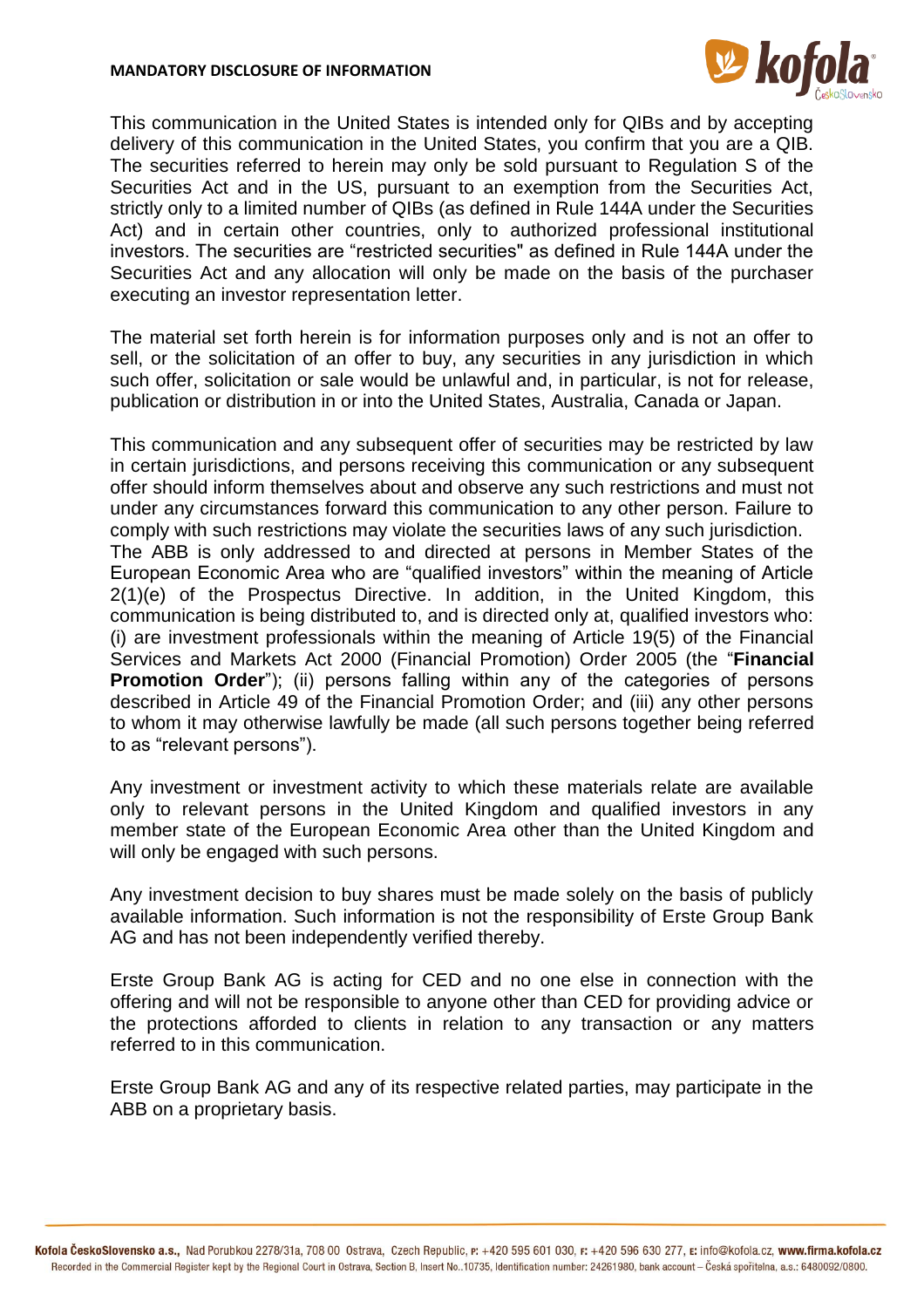This communication in the United States is intended only for QIBs and by accepting delivery of this communication in the United States, you confirm that you are a QIB. The securities referred to herein may only be sold pursuant to Regulation S of the Securities Act and in the US, pursuant to an exemption from the Securities Act, strictly only to a limited number of QIBs (as defined in Rule 144A under the Securities Act) and in certain other countries, only to authorized professional institutional investors. The securities are "restricted securities" as defined in Rule 144A under the Securities Act and any allocation will only be made on the basis of the purchaser executing an investor representation letter.

The material set forth herein is for information purposes only and is not an offer to sell, or the solicitation of an offer to buy, any securities in any jurisdiction in which such offer, solicitation or sale would be unlawful and, in particular, is not for release, publication or distribution in or into the United States, Australia, Canada or Japan.

This communication and any subsequent offer of securities may be restricted by law in certain jurisdictions, and persons receiving this communication or any subsequent offer should inform themselves about and observe any such restrictions and must not under any circumstances forward this communication to any other person. Failure to comply with such restrictions may violate the securities laws of any such jurisdiction.
The ABB is only addressed to and directed at persons in Member States of the European Economic Area who are "qualified investors" within the meaning of Article 2(1)(e) of the Prospectus Directive. In addition, in the United Kingdom, this communication is being distributed to, and is directed only at, qualified investors who: (i) are investment professionals within the meaning of Article 19(5) of the Financial Services and Markets Act 2000 (Financial Promotion) Order 2005 (the "**Financial Promotion Order**"); (ii) persons falling within any of the categories of persons described in Article 49 of the Financial Promotion Order; and (iii) any other persons to whom it may otherwise lawfully be made (all such persons together being referred to as "relevant persons").

Any investment or investment activity to which these materials relate are available only to relevant persons in the United Kingdom and qualified investors in any member state of the European Economic Area other than the United Kingdom and will only be engaged with such persons.

Any investment decision to buy shares must be made solely on the basis of publicly available information. Such information is not the responsibility of Erste Group Bank AG and has not been independently verified thereby.

Erste Group Bank AG is acting for CED and no one else in connection with the offering and will not be responsible to anyone other than CED for providing advice or the protections afforded to clients in relation to any transaction or any matters referred to in this communication.

Erste Group Bank AG and any of its respective related parties, may participate in the ABB on a proprietary basis.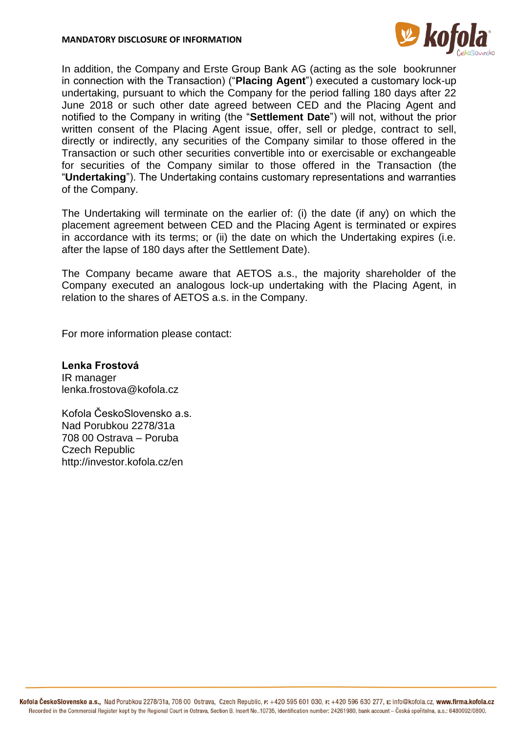In addition, the Company and Erste Group Bank AG (acting as the sole bookrunner in connection with the Transaction) ("**Placing Agent**") executed a customary lock-up undertaking, pursuant to which the Company for the period falling 180 days after 22 June 2018 or such other date agreed between CED and the Placing Agent and notified to the Company in writing (the "**Settlement Date**") will not, without the prior written consent of the Placing Agent issue, offer, sell or pledge, contract to sell, directly or indirectly, any securities of the Company similar to those offered in the Transaction or such other securities convertible into or exercisable or exchangeable for securities of the Company similar to those offered in the Transaction (the "**Undertaking**"). The Undertaking contains customary representations and warranties of the Company.

The Undertaking will terminate on the earlier of: (i) the date (if any) on which the placement agreement between CED and the Placing Agent is terminated or expires in accordance with its terms; or (ii) the date on which the Undertaking expires (i.e. after the lapse of 180 days after the Settlement Date).

The Company became aware that AETOS a.s., the majority shareholder of the Company executed an analogous lock-up undertaking with the Placing Agent, in relation to the shares of AETOS a.s. in the Company.

For more information please contact:

**Lenka Frostová**
IR manager
lenka.frostova@kofola.cz

Kofola ČeskoSlovensko a.s.
Nad Porubkou 2278/31a
708 00 Ostrava – Poruba
Czech Republic
http://investor.kofola.cz/en